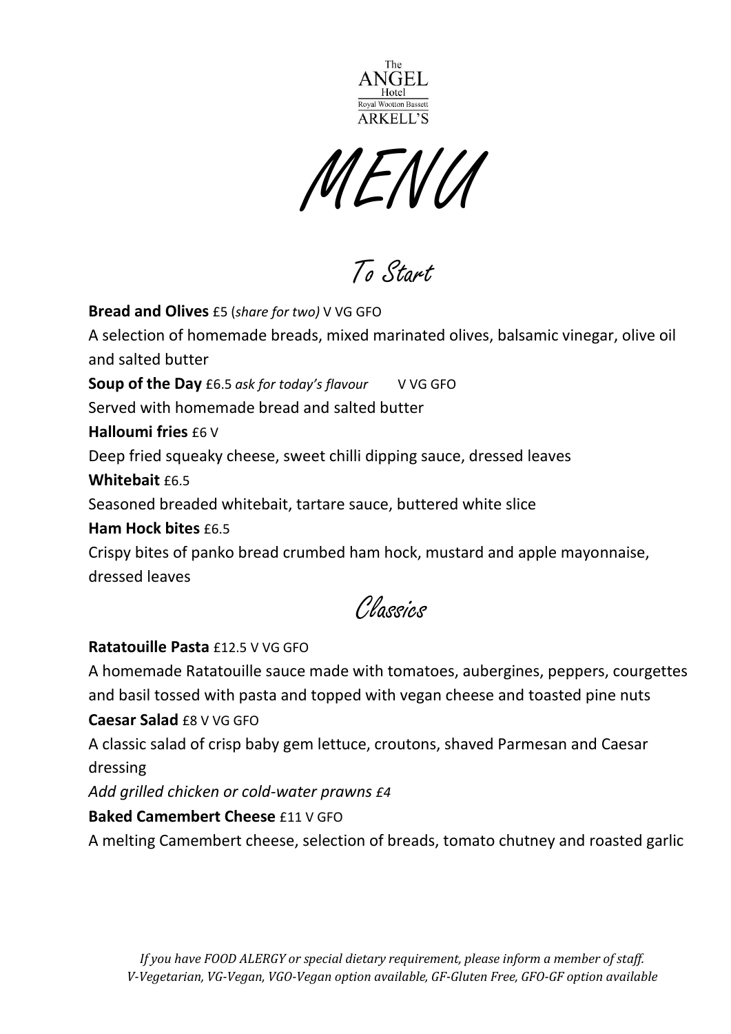The ANGEL Hotel
Royal Wootton Bassett
ARKELL'S

# MENU

## To Start

**Bread and Olives** £5 (*share for two)* V VG GFO

A selection of homemade breads, mixed marinated olives, balsamic vinegar, olive oil and salted butter

**Soup of the Day** £6.5 *ask for today's flavour* V VG GFO

Served with homemade bread and salted butter

**Halloumi fries** £6 V

Deep fried squeaky cheese, sweet chilli dipping sauce, dressed leaves

**Whitebait** £6.5

Seasoned breaded whitebait, tartare sauce, buttered white slice

**Ham Hock bites** £6.5

Crispy bites of panko bread crumbed ham hock, mustard and apple mayonnaise, dressed leaves

## Classics

**Ratatouille Pasta** £12.5 V VG GFO

A homemade Ratatouille sauce made with tomatoes, aubergines, peppers, courgettes and basil tossed with pasta and topped with vegan cheese and toasted pine nuts

**Caesar Salad** £8 V VG GFO

A classic salad of crisp baby gem lettuce, croutons, shaved Parmesan and Caesar dressing

*Add grilled chicken or cold-water prawns £4*

**Baked Camembert Cheese** £11 V GFO

A melting Camembert cheese, selection of breads, tomato chutney and roasted garlic

*If you have FOOD ALERGY or special dietary requirement, please inform a member of staff.*
*V-Vegetarian, VG-Vegan, VGO-Vegan option available, GF-Gluten Free, GFO-GF option available*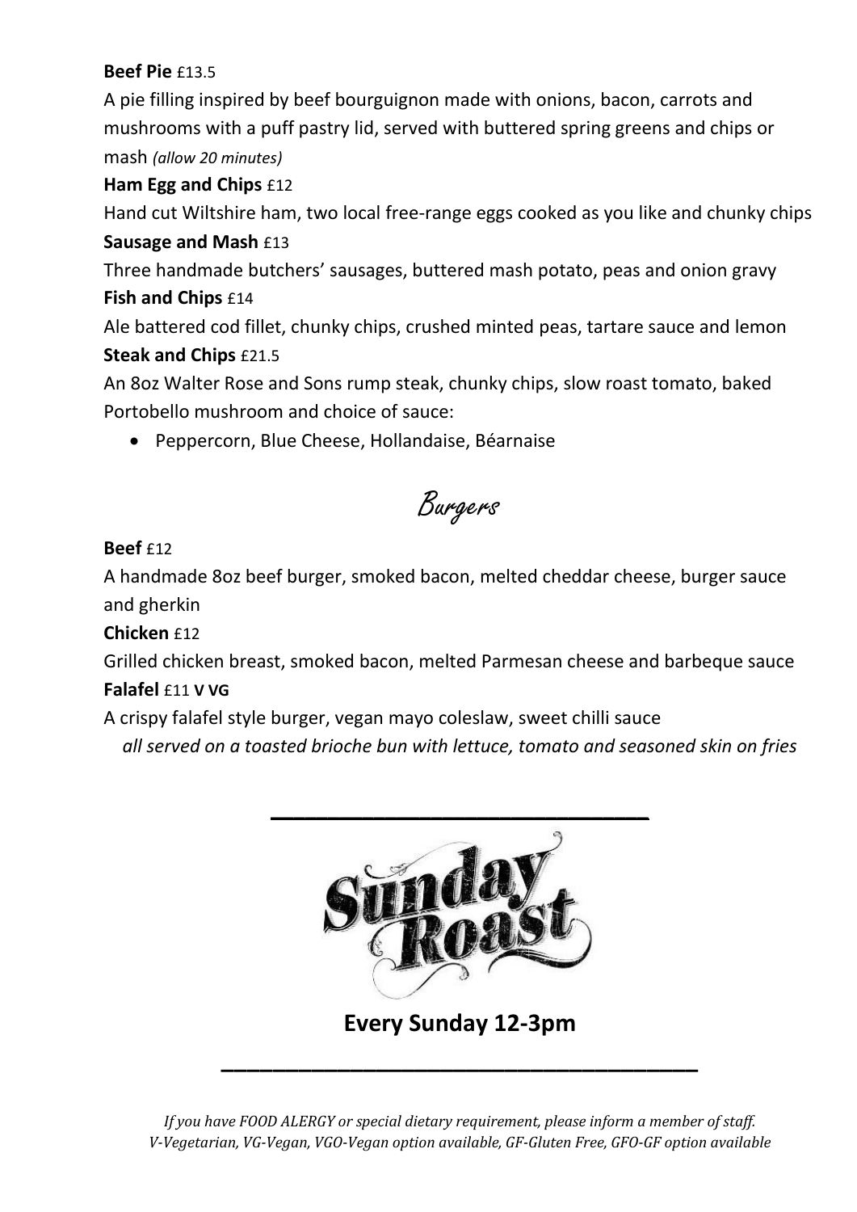**Beef Pie** £13.5

A pie filling inspired by beef bourguignon made with onions, bacon, carrots and mushrooms with a puff pastry lid, served with buttered spring greens and chips or mash *(allow 20 minutes)*

**Ham Egg and Chips** £12

Hand cut Wiltshire ham, two local free-range eggs cooked as you like and chunky chips

**Sausage and Mash** £13

Three handmade butchers' sausages, buttered mash potato, peas and onion gravy

**Fish and Chips** £14

Ale battered cod fillet, chunky chips, crushed minted peas, tartare sauce and lemon

**Steak and Chips** £21.5

An 8oz Walter Rose and Sons rump steak, chunky chips, slow roast tomato, baked Portobello mushroom and choice of sauce:

- Peppercorn, Blue Cheese, Hollandaise, Béarnaise

## Burgers

**Beef** £12

A handmade 8oz beef burger, smoked bacon, melted cheddar cheese, burger sauce and gherkin

**Chicken** £12

Grilled chicken breast, smoked bacon, melted Parmesan cheese and barbeque sauce

**Falafel** £11 **V VG**

A crispy falafel style burger, vegan mayo coleslaw, sweet chilli sauce

*all served on a toasted brioche bun with lettuce, tomato and seasoned skin on fries*

---

## Sunday Roast

**Every Sunday 12-3pm**

---

*If you have FOOD ALERGY or special dietary requirement, please inform a member of staff.*
*V-Vegetarian, VG-Vegan, VGO-Vegan option available, GF-Gluten Free, GFO-GF option available*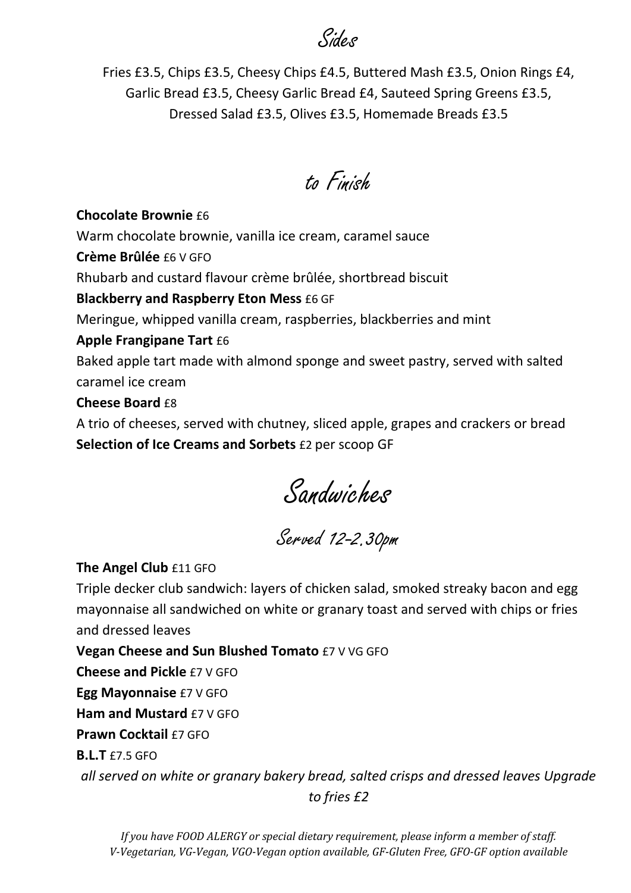## Sides

Fries £3.5, Chips £3.5, Cheesy Chips £4.5, Buttered Mash £3.5, Onion Rings £4, Garlic Bread £3.5, Cheesy Garlic Bread £4, Sauteed Spring Greens £3.5, Dressed Salad £3.5, Olives £3.5, Homemade Breads £3.5

## to Finish

**Chocolate Brownie** £6
Warm chocolate brownie, vanilla ice cream, caramel sauce

**Crème Brûlée** £6 V GFO
Rhubarb and custard flavour crème brûlée, shortbread biscuit

**Blackberry and Raspberry Eton Mess** £6 GF
Meringue, whipped vanilla cream, raspberries, blackberries and mint

**Apple Frangipane Tart** £6
Baked apple tart made with almond sponge and sweet pastry, served with salted caramel ice cream

**Cheese Board** £8
A trio of cheeses, served with chutney, sliced apple, grapes and crackers or bread

**Selection of Ice Creams and Sorbets** £2 per scoop GF

## Sandwiches

### Served 12-2.30pm

**The Angel Club** £11 GFO
Triple decker club sandwich: layers of chicken salad, smoked streaky bacon and egg mayonnaise all sandwiched on white or granary toast and served with chips or fries and dressed leaves

**Vegan Cheese and Sun Blushed Tomato** £7 V VG GFO

**Cheese and Pickle** £7 V GFO

**Egg Mayonnaise** £7 V GFO

**Ham and Mustard** £7 V GFO

**Prawn Cocktail** £7 GFO

**B.L.T** £7.5 GFO

*all served on white or granary bakery bread, salted crisps and dressed leaves Upgrade to fries £2*

*If you have FOOD ALERGY or special dietary requirement, please inform a member of staff.*
*V-Vegetarian, VG-Vegan, VGO-Vegan option available, GF-Gluten Free, GFO-GF option available*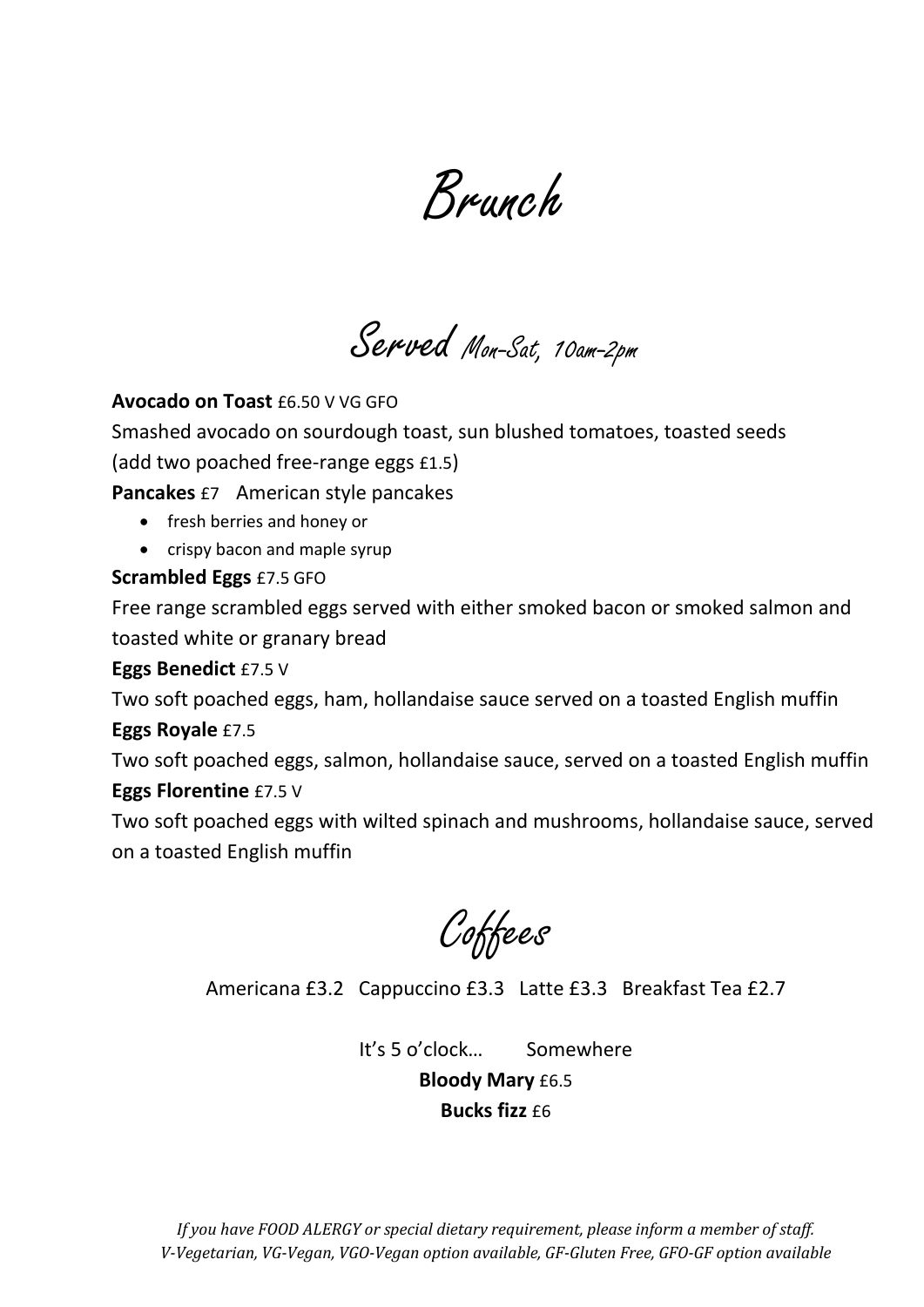# Brunch

## Served Mon-Sat, 10am-2pm

**Avocado on Toast** £6.50 V VG GFO

Smashed avocado on sourdough toast, sun blushed tomatoes, toasted seeds

(add two poached free-range eggs £1.5)

**Pancakes** £7 American style pancakes

- fresh berries and honey or
- crispy bacon and maple syrup

**Scrambled Eggs** £7.5 GFO

Free range scrambled eggs served with either smoked bacon or smoked salmon and toasted white or granary bread

**Eggs Benedict** £7.5 V

Two soft poached eggs, ham, hollandaise sauce served on a toasted English muffin

**Eggs Royale** £7.5

Two soft poached eggs, salmon, hollandaise sauce, served on a toasted English muffin

**Eggs Florentine** £7.5 V

Two soft poached eggs with wilted spinach and mushrooms, hollandaise sauce, served on a toasted English muffin

## Coffees

Americana £3.2 Cappuccino £3.3 Latte £3.3 Breakfast Tea £2.7

It's 5 o'clock… Somewhere

**Bloody Mary** £6.5

**Bucks fizz** £6

*If you have FOOD ALERGY or special dietary requirement, please inform a member of staff.*
*V-Vegetarian, VG-Vegan, VGO-Vegan option available, GF-Gluten Free, GFO-GF option available*